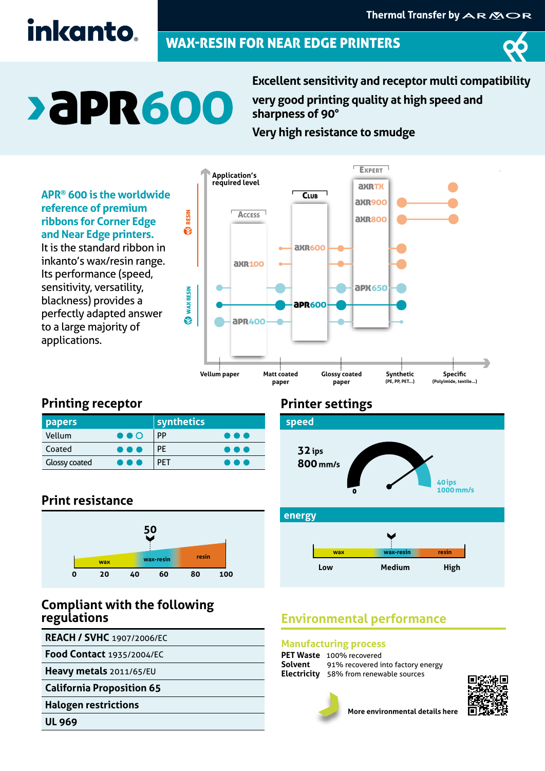# inkanto

Thermal Transfer by ARMOR

## WAX-RESIN FOR NEAR EDGE PRINTERS

# APR600

**Excellent sensitivity and receptor multi compatibility**

**very good printing quality at high speed and sharpness of 90°**

**Very high resistance to smudge**

**APR® 600 is the worldwide reference of premium ribbons for Corner Edge and Near Edge printers.**
It is the standard ribbon in inkanto's wax/resin range. Its performance (speed, sensitivity, versatility, blackness) provides a perfectly adapted answer to a large majority of applications.

Application's required level: Access (AXR100, APR400), Club (AXR600, APR600), Expert (AXR TX, AXR900, AXR800, APX650)

RESIN / WAX RESIN

Vellum paper | Matt coated paper | Glossy coated paper | Synthetic (PE, PP, PET...) | Specific (Polyimide, textile...)

## Printing receptor

| papers | | synthetics | |
|---|---|---|---|
| Vellum | ●●○ | PP | ●●● |
| Coated | ●●● | PE | ●●● |
| Glossy coated | ●●● | PET | ●●● |

## Printer settings

**speed**

32 ips
800 mm/s

0 — 40 ips / 1000 mm/s

**energy**

wax | wax-resin | resin

Low | Medium | High

## Print resistance

50

wax | wax-resin | resin

0 | 20 | 40 | 60 | 80 | 100

## Compliant with the following regulations

| |
|---|
| **REACH / SVHC** 1907/2006/EC |
| **Food Contact** 1935/2004/EC |
| **Heavy metals** 2011/65/EU |
| **California Proposition 65** |
| **Halogen restrictions** |
| **UL 969** |

## Environmental performance

### Manufacturing process

**PET Waste** 100% recovered
**Solvent** 91% recovered into factory energy
**Electricity** 58% from renewable sources

**More environmental details here**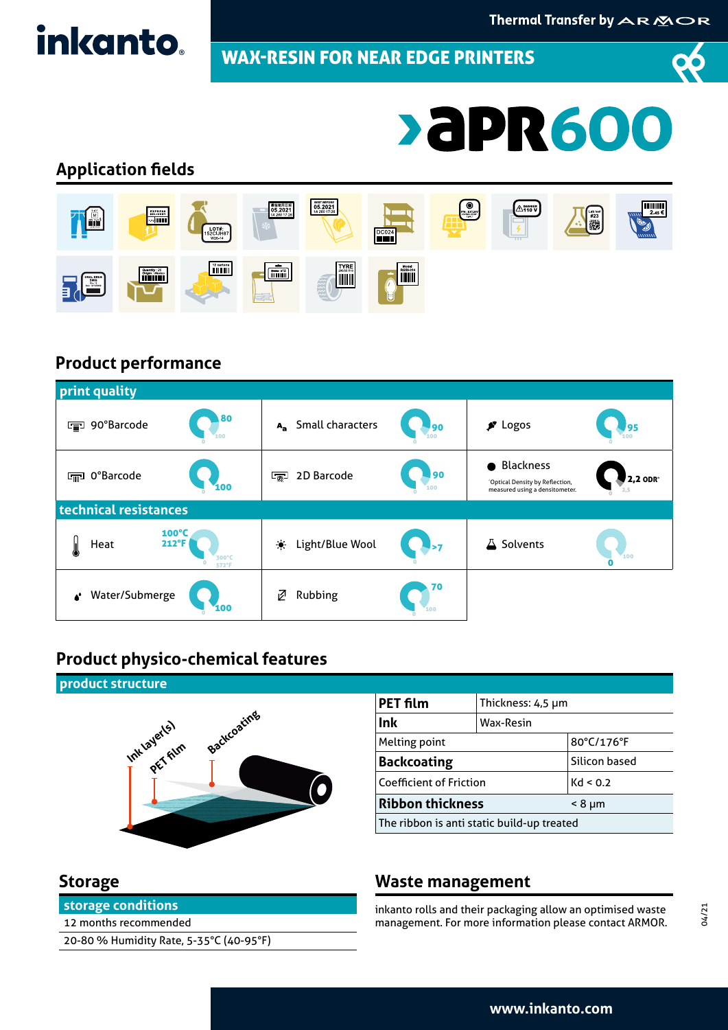inkanto.

Thermal Transfer by ARMOR

## WAX-RESIN FOR NEAR EDGE PRINTERS

# APR600

## Application fields

## Product performance

### print quality

| | | |
|---|---|---|
| 90°Barcode 80 | Small characters 90 | Logos 95 |
| 0°Barcode 100 | 2D Barcode 90 | Blackness 2,2 ODR* |

*Optical Density by Reflection, measured using a densitometer.

### technical resistances

| | | |
|---|---|---|
| Heat 100°C 212°F | Light/Blue Wool >7 | Solvents 0 |
| Water/Submerge 100 | Rubbing 70 | |

## Product physico-chemical features

### product structure

Ink layer(s)
PET film
Backcoating

| | | |
|---|---|---|
| **PET film** | Thickness: 4,5 µm | |
| **Ink** | Wax-Resin | |
| Melting point | | 80°C/176°F |
| **Backcoating** | | Silicon based |
| Coefficient of Friction | | Kd < 0.2 |
| **Ribbon thickness** | | < 8 µm |
| The ribbon is anti static build-up treated | | |

## Storage

### storage conditions

12 months recommended

20-80 % Humidity Rate, 5-35°C (40-95°F)

## Waste management

inkanto rolls and their packaging allow an optimised waste management. For more information please contact ARMOR.

04/21

www.inkanto.com